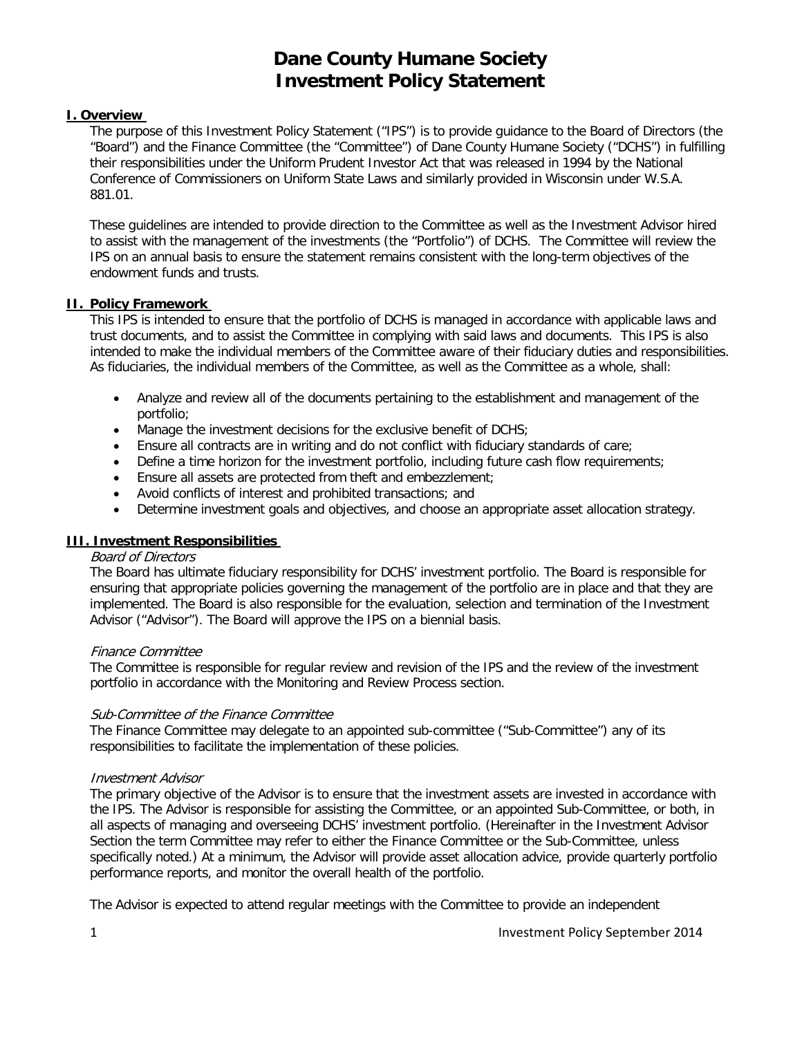# Dane County Humane Society
# Investment Policy Statement

## I. Overview

The purpose of this Investment Policy Statement ("IPS") is to provide guidance to the Board of Directors (the "Board") and the Finance Committee (the "Committee") of Dane County Humane Society ("DCHS") in fulfilling their responsibilities under the Uniform Prudent Investor Act that was released in 1994 by the National Conference of Commissioners on Uniform State Laws and similarly provided in Wisconsin under W.S.A. 881.01.

These guidelines are intended to provide direction to the Committee as well as the Investment Advisor hired to assist with the management of the investments (the "Portfolio") of DCHS. The Committee will review the IPS on an annual basis to ensure the statement remains consistent with the long-term objectives of the endowment funds and trusts.

## II. Policy Framework

This IPS is intended to ensure that the portfolio of DCHS is managed in accordance with applicable laws and trust documents, and to assist the Committee in complying with said laws and documents. This IPS is also intended to make the individual members of the Committee aware of their fiduciary duties and responsibilities. As fiduciaries, the individual members of the Committee, as well as the Committee as a whole, shall:

- Analyze and review all of the documents pertaining to the establishment and management of the portfolio;
- Manage the investment decisions for the exclusive benefit of DCHS;
- Ensure all contracts are in writing and do not conflict with fiduciary standards of care;
- Define a time horizon for the investment portfolio, including future cash flow requirements;
- Ensure all assets are protected from theft and embezzlement;
- Avoid conflicts of interest and prohibited transactions; and
- Determine investment goals and objectives, and choose an appropriate asset allocation strategy.

## III. Investment Responsibilities

*Board of Directors*

The Board has ultimate fiduciary responsibility for DCHS' investment portfolio. The Board is responsible for ensuring that appropriate policies governing the management of the portfolio are in place and that they are implemented. The Board is also responsible for the evaluation, selection and termination of the Investment Advisor ("Advisor"). The Board will approve the IPS on a biennial basis.

*Finance Committee*

The Committee is responsible for regular review and revision of the IPS and the review of the investment portfolio in accordance with the Monitoring and Review Process section.

*Sub-Committee of the Finance Committee*

The Finance Committee may delegate to an appointed sub-committee ("Sub-Committee") any of its responsibilities to facilitate the implementation of these policies.

*Investment Advisor*

The primary objective of the Advisor is to ensure that the investment assets are invested in accordance with the IPS. The Advisor is responsible for assisting the Committee, or an appointed Sub-Committee, or both, in all aspects of managing and overseeing DCHS' investment portfolio. (Hereinafter in the Investment Advisor Section the term Committee may refer to either the Finance Committee or the Sub-Committee, unless specifically noted.) At a minimum, the Advisor will provide asset allocation advice, provide quarterly portfolio performance reports, and monitor the overall health of the portfolio.

The Advisor is expected to attend regular meetings with the Committee to provide an independent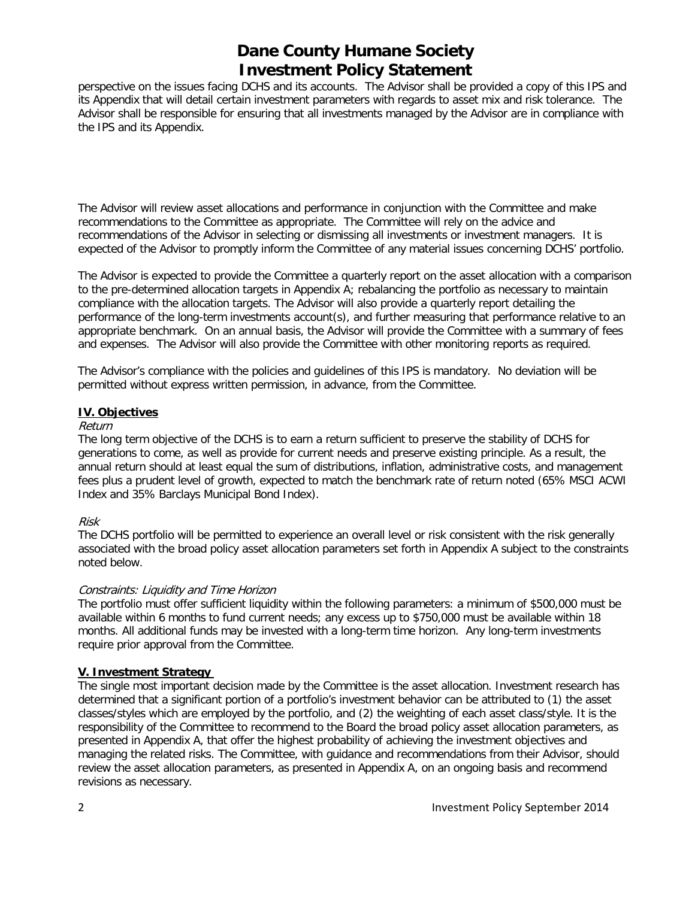perspective on the issues facing DCHS and its accounts. The Advisor shall be provided a copy of this IPS and its Appendix that will detail certain investment parameters with regards to asset mix and risk tolerance. The Advisor shall be responsible for ensuring that all investments managed by the Advisor are in compliance with the IPS and its Appendix.

The Advisor will review asset allocations and performance in conjunction with the Committee and make recommendations to the Committee as appropriate. The Committee will rely on the advice and recommendations of the Advisor in selecting or dismissing all investments or investment managers. It is expected of the Advisor to promptly inform the Committee of any material issues concerning DCHS' portfolio.

The Advisor is expected to provide the Committee a quarterly report on the asset allocation with a comparison to the pre-determined allocation targets in Appendix A; rebalancing the portfolio as necessary to maintain compliance with the allocation targets. The Advisor will also provide a quarterly report detailing the performance of the long-term investments account(s), and further measuring that performance relative to an appropriate benchmark. On an annual basis, the Advisor will provide the Committee with a summary of fees and expenses. The Advisor will also provide the Committee with other monitoring reports as required.

The Advisor's compliance with the policies and guidelines of this IPS is mandatory. No deviation will be permitted without express written permission, in advance, from the Committee.

## IV. Objectives

*Return*

The long term objective of the DCHS is to earn a return sufficient to preserve the stability of DCHS for generations to come, as well as provide for current needs and preserve existing principle. As a result, the annual return should at least equal the sum of distributions, inflation, administrative costs, and management fees plus a prudent level of growth, expected to match the benchmark rate of return noted (65% MSCI ACWI Index and 35% Barclays Municipal Bond Index).

*Risk*

The DCHS portfolio will be permitted to experience an overall level or risk consistent with the risk generally associated with the broad policy asset allocation parameters set forth in Appendix A subject to the constraints noted below.

*Constraints: Liquidity and Time Horizon*

The portfolio must offer sufficient liquidity within the following parameters: a minimum of $500,000 must be available within 6 months to fund current needs; any excess up to $750,000 must be available within 18 months. All additional funds may be invested with a long-term time horizon. Any long-term investments require prior approval from the Committee.

## V. Investment Strategy

The single most important decision made by the Committee is the asset allocation. Investment research has determined that a significant portion of a portfolio's investment behavior can be attributed to (1) the asset classes/styles which are employed by the portfolio, and (2) the weighting of each asset class/style. It is the responsibility of the Committee to recommend to the Board the broad policy asset allocation parameters, as presented in Appendix A, that offer the highest probability of achieving the investment objectives and managing the related risks. The Committee, with guidance and recommendations from their Advisor, should review the asset allocation parameters, as presented in Appendix A, on an ongoing basis and recommend revisions as necessary.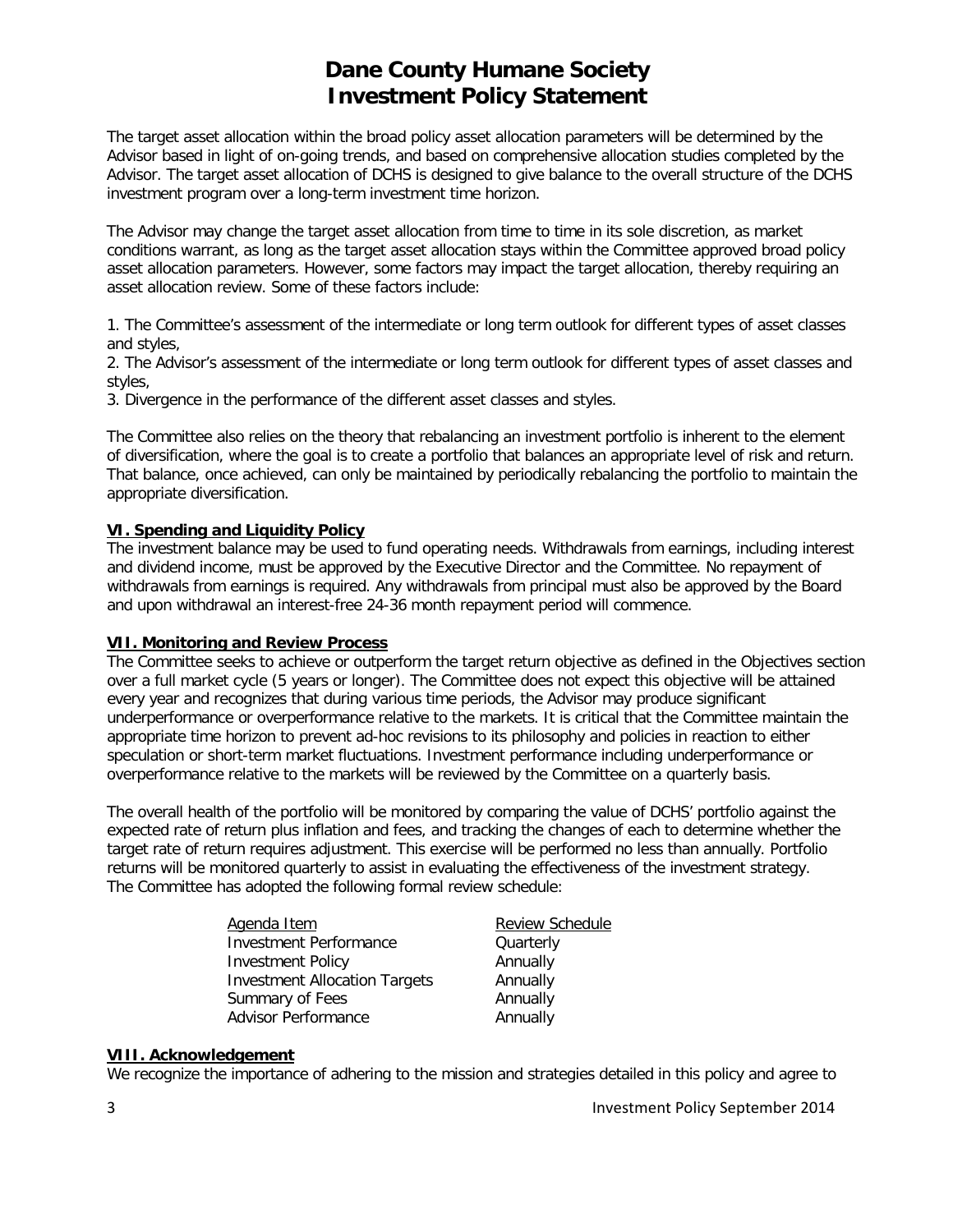# Dane County Humane Society
# Investment Policy Statement

The target asset allocation within the broad policy asset allocation parameters will be determined by the Advisor based in light of on-going trends, and based on comprehensive allocation studies completed by the Advisor. The target asset allocation of DCHS is designed to give balance to the overall structure of the DCHS investment program over a long-term investment time horizon.

The Advisor may change the target asset allocation from time to time in its sole discretion, as market conditions warrant, as long as the target asset allocation stays within the Committee approved broad policy asset allocation parameters. However, some factors may impact the target allocation, thereby requiring an asset allocation review. Some of these factors include:

1. The Committee's assessment of the intermediate or long term outlook for different types of asset classes and styles,
2. The Advisor's assessment of the intermediate or long term outlook for different types of asset classes and styles,
3. Divergence in the performance of the different asset classes and styles.

The Committee also relies on the theory that rebalancing an investment portfolio is inherent to the element of diversification, where the goal is to create a portfolio that balances an appropriate level of risk and return. That balance, once achieved, can only be maintained by periodically rebalancing the portfolio to maintain the appropriate diversification.

## VI. Spending and Liquidity Policy

The investment balance may be used to fund operating needs. Withdrawals from earnings, including interest and dividend income, must be approved by the Executive Director and the Committee. No repayment of withdrawals from earnings is required. Any withdrawals from principal must also be approved by the Board and upon withdrawal an interest-free 24-36 month repayment period will commence.

## VII. Monitoring and Review Process

The Committee seeks to achieve or outperform the target return objective as defined in the Objectives section over a full market cycle (5 years or longer). The Committee does not expect this objective will be attained every year and recognizes that during various time periods, the Advisor may produce significant underperformance or overperformance relative to the markets. It is critical that the Committee maintain the appropriate time horizon to prevent ad-hoc revisions to its philosophy and policies in reaction to either speculation or short-term market fluctuations. Investment performance including underperformance or overperformance relative to the markets will be reviewed by the Committee on a quarterly basis.

The overall health of the portfolio will be monitored by comparing the value of DCHS' portfolio against the expected rate of return plus inflation and fees, and tracking the changes of each to determine whether the target rate of return requires adjustment. This exercise will be performed no less than annually. Portfolio returns will be monitored quarterly to assist in evaluating the effectiveness of the investment strategy. The Committee has adopted the following formal review schedule:

| Agenda Item | Review Schedule |
|---|---|
| Investment Performance | Quarterly |
| Investment Policy | Annually |
| Investment Allocation Targets | Annually |
| Summary of Fees | Annually |
| Advisor Performance | Annually |

## VIII. Acknowledgement

We recognize the importance of adhering to the mission and strategies detailed in this policy and agree to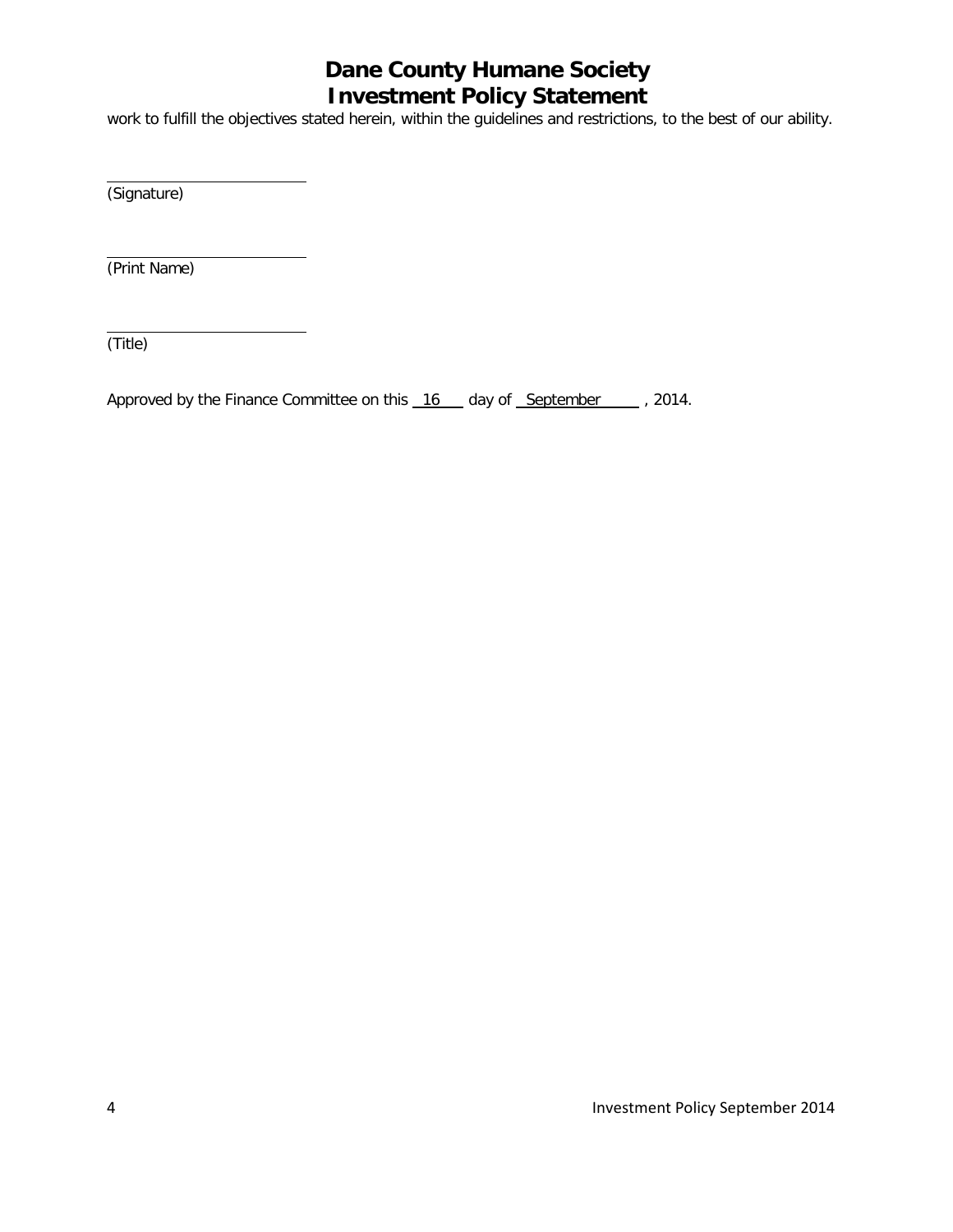work to fulfill the objectives stated herein, within the guidelines and restrictions, to the best of our ability.

\_\_\_\_\_\_\_\_\_\_\_\_\_\_\_\_\_\_\_\_\_\_\_\_
(Signature)

\_\_\_\_\_\_\_\_\_\_\_\_\_\_\_\_\_\_\_\_\_\_\_\_
(Print Name)

\_\_\_\_\_\_\_\_\_\_\_\_\_\_\_\_\_\_\_\_\_\_\_\_
(Title)

Approved by the Finance Committee on this 16 day of September , 2014.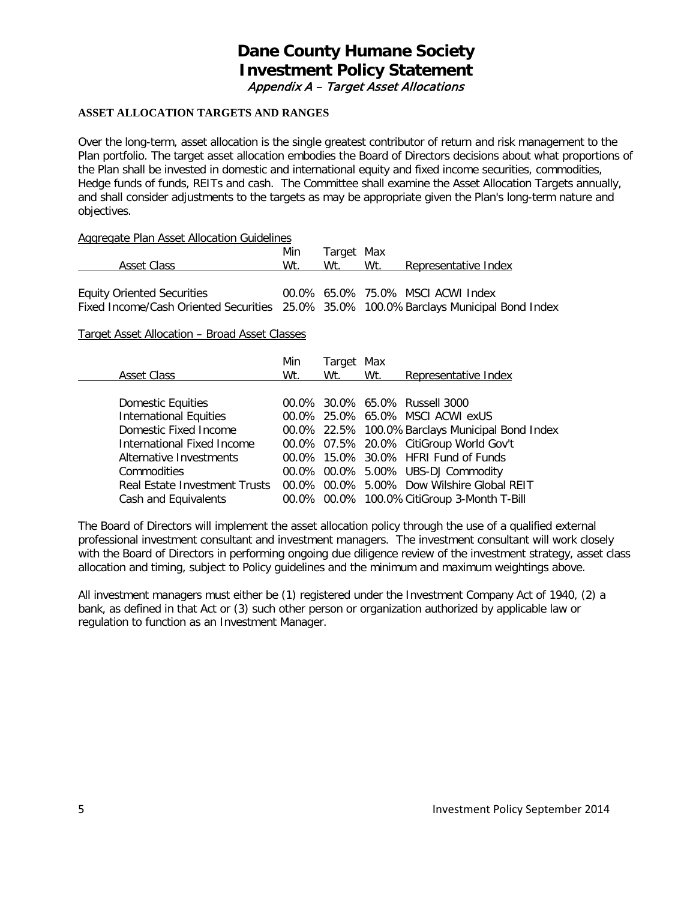# Dane County Humane Society
# Investment Policy Statement

*Appendix A – Target Asset Allocations*

**ASSET ALLOCATION TARGETS AND RANGES**

Over the long-term, asset allocation is the single greatest contributor of return and risk management to the Plan portfolio. The target asset allocation embodies the Board of Directors decisions about what proportions of the Plan shall be invested in domestic and international equity and fixed income securities, commodities, Hedge funds of funds, REITs and cash. The Committee shall examine the Asset Allocation Targets annually, and shall consider adjustments to the targets as may be appropriate given the Plan's long-term nature and objectives.

Aggregate Plan Asset Allocation Guidelines

| Asset Class | Min Wt. | Target Wt. | Max Wt. | Representative Index |
|---|---|---|---|---|
| Equity Oriented Securities | 00.0% | 65.0% | 75.0% | MSCI ACWI Index |
| Fixed Income/Cash Oriented Securities | 25.0% | 35.0% | 100.0% | Barclays Municipal Bond Index |

Target Asset Allocation – Broad Asset Classes

| Asset Class | Min Wt. | Target Wt. | Max Wt. | Representative Index |
|---|---|---|---|---|
| Domestic Equities | 00.0% | 30.0% | 65.0% | Russell 3000 |
| International Equities | 00.0% | 25.0% | 65.0% | MSCI ACWI exUS |
| Domestic Fixed Income | 00.0% | 22.5% | 100.0% | Barclays Municipal Bond Index |
| International Fixed Income | 00.0% | 07.5% | 20.0% | CitiGroup World Gov't |
| Alternative Investments | 00.0% | 15.0% | 30.0% | HFRI Fund of Funds |
| Commodities | 00.0% | 00.0% | 5.00% | UBS-DJ Commodity |
| Real Estate Investment Trusts | 00.0% | 00.0% | 5.00% | Dow Wilshire Global REIT |
| Cash and Equivalents | 00.0% | 00.0% | 100.0% | CitiGroup 3-Month T-Bill |

The Board of Directors will implement the asset allocation policy through the use of a qualified external professional investment consultant and investment managers. The investment consultant will work closely with the Board of Directors in performing ongoing due diligence review of the investment strategy, asset class allocation and timing, subject to Policy guidelines and the minimum and maximum weightings above.

All investment managers must either be (1) registered under the Investment Company Act of 1940, (2) a bank, as defined in that Act or (3) such other person or organization authorized by applicable law or regulation to function as an Investment Manager.